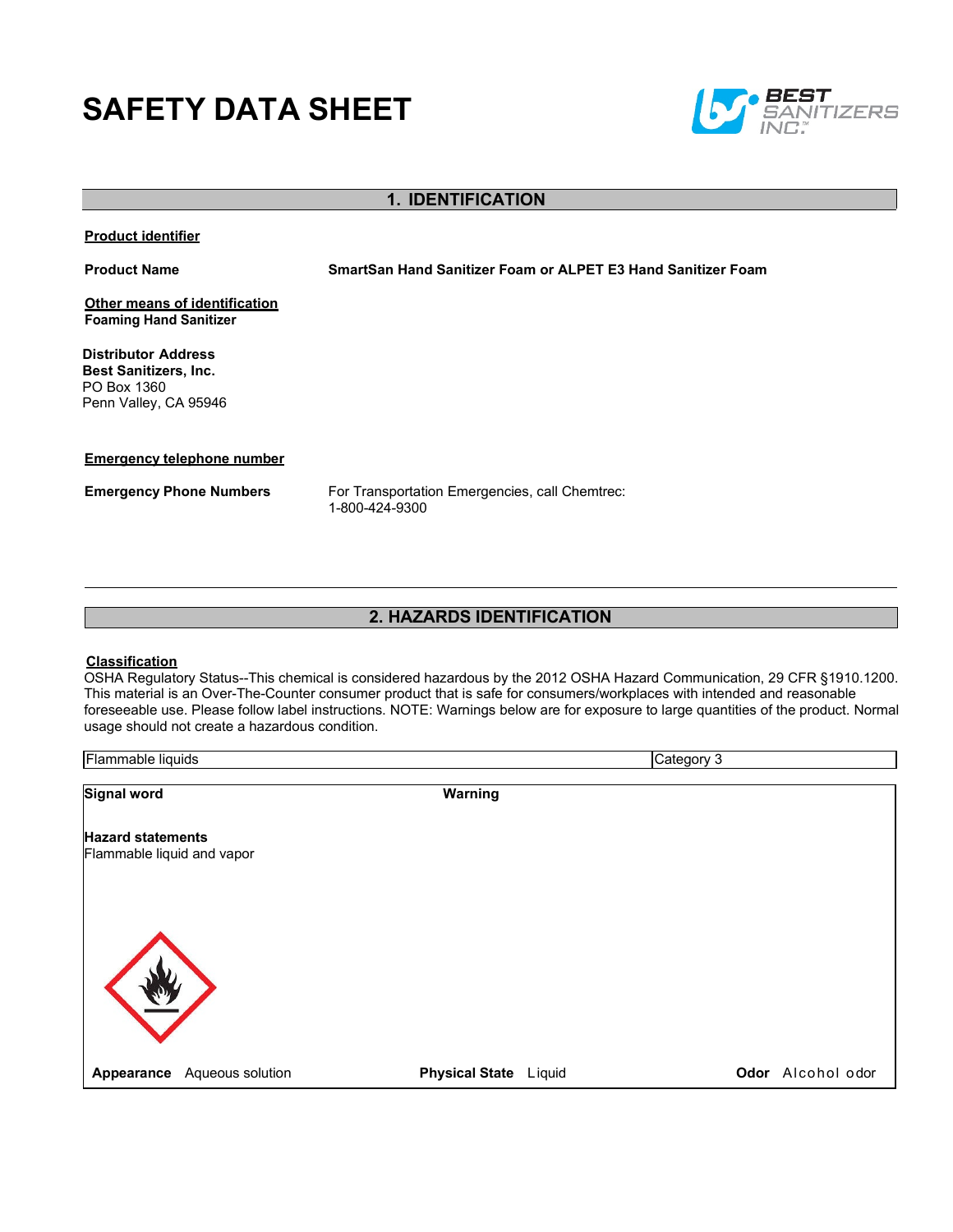# SAFETY DATA SHEET

## 1. IDENTIFICATION

**Product identifier**

**Product Name** SmartSan Hand Sanitizer Foam or ALPET E3 Hand Sanitizer Foam

**Other means of identification**
**Foaming Hand Sanitizer**

**Distributor Address**
**Best Sanitizers, Inc.**
PO Box 1360
Penn Valley, CA 95946

**Emergency telephone number**

**Emergency Phone Numbers** For Transportation Emergencies, call Chemtrec:
1-800-424-9300

## 2. HAZARDS IDENTIFICATION

**Classification**
OSHA Regulatory Status--This chemical is considered hazardous by the 2012 OSHA Hazard Communication, 29 CFR §1910.1200. This material is an Over-The-Counter consumer product that is safe for consumers/workplaces with intended and reasonable foreseeable use. Please follow label instructions. NOTE: Warnings below are for exposure to large quantities of the product. Normal usage should not create a hazardous condition.

| Flammable liquids | Category 3 |
|---|---|

**Signal word** Warning

**Hazard statements**
Flammable liquid and vapor

**Appearance** Aqueous solution **Physical State** Liquid **Odor** Alcohol odor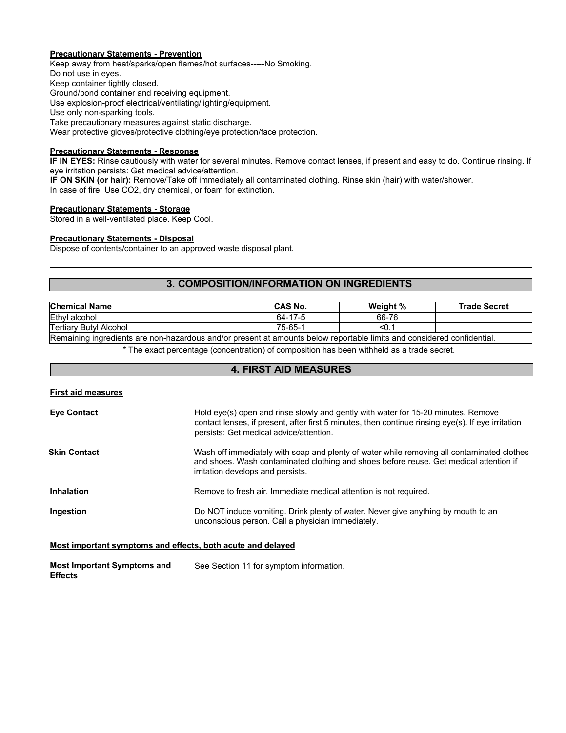**Precautionary Statements - Prevention**

Keep away from heat/sparks/open flames/hot surfaces-----No Smoking.
Do not use in eyes.
Keep container tightly closed.
Ground/bond container and receiving equipment.
Use explosion-proof electrical/ventilating/lighting/equipment.
Use only non-sparking tools.
Take precautionary measures against static discharge.
Wear protective gloves/protective clothing/eye protection/face protection.

**Precautionary Statements - Response**

**IF IN EYES:** Rinse cautiously with water for several minutes. Remove contact lenses, if present and easy to do. Continue rinsing. If eye irritation persists: Get medical advice/attention.
**IF ON SKIN (or hair):** Remove/Take off immediately all contaminated clothing. Rinse skin (hair) with water/shower.
In case of fire: Use CO2, dry chemical, or foam for extinction.

**Precautionary Statements - Storage**

Stored in a well-ventilated place. Keep Cool.

**Precautionary Statements - Disposal**

Dispose of contents/container to an approved waste disposal plant.

## 3. COMPOSITION/INFORMATION ON INGREDIENTS

| Chemical Name | CAS No. | Weight % | Trade Secret |
|---|---|---|---|
| Ethyl alcohol | 64-17-5 | 66-76 | |
| Tertiary Butyl Alcohol | 75-65-1 | <0.1 | |
| Remaining ingredients are non-hazardous and/or present at amounts below reportable limits and considered confidential. | | | |

\* The exact percentage (concentration) of composition has been withheld as a trade secret.

## 4. FIRST AID MEASURES

**First aid measures**

**Eye Contact**
Hold eye(s) open and rinse slowly and gently with water for 15-20 minutes. Remove contact lenses, if present, after first 5 minutes, then continue rinsing eye(s). If eye irritation persists: Get medical advice/attention.

**Skin Contact**
Wash off immediately with soap and plenty of water while removing all contaminated clothes and shoes. Wash contaminated clothing and shoes before reuse. Get medical attention if irritation develops and persists.

**Inhalation**
Remove to fresh air. Immediate medical attention is not required.

**Ingestion**
Do NOT induce vomiting. Drink plenty of water. Never give anything by mouth to an unconscious person. Call a physician immediately.

**Most important symptoms and effects, both acute and delayed**

**Most Important Symptoms and Effects**
See Section 11 for symptom information.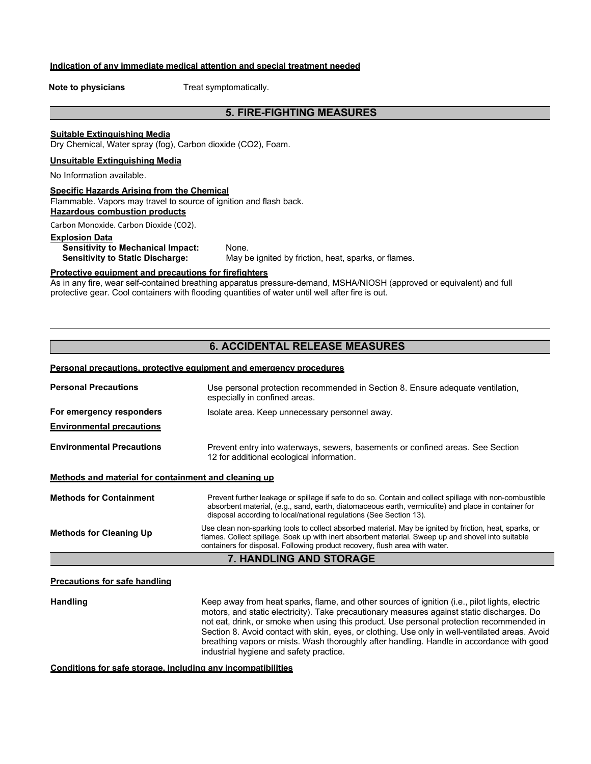#### Indication of any immediate medical attention and special treatment needed

**Note to physicians** Treat symptomatically.

## 5. FIRE-FIGHTING MEASURES

#### Suitable Extinguishing Media

Dry Chemical, Water spray (fog), Carbon dioxide ($CO_2$), Foam.

#### Unsuitable Extinguishing Media

No Information available.

#### Specific Hazards Arising from the Chemical

Flammable. Vapors may travel to source of ignition and flash back.

#### Hazardous combustion products

Carbon Monoxide. Carbon Dioxide ($CO_2$).

#### Explosion Data

**Sensitivity to Mechanical Impact:** None.
**Sensitivity to Static Discharge:** May be ignited by friction, heat, sparks, or flames.

#### Protective equipment and precautions for firefighters

As in any fire, wear self-contained breathing apparatus pressure-demand, MSHA/NIOSH (approved or equivalent) and full protective gear. Cool containers with flooding quantities of water until well after fire is out.

## 6. ACCIDENTAL RELEASE MEASURES

#### Personal precautions, protective equipment and emergency procedures

**Personal Precautions** Use personal protection recommended in Section 8. Ensure adequate ventilation, especially in confined areas.

**For emergency responders** Isolate area. Keep unnecessary personnel away.

#### Environmental precautions

**Environmental Precautions** Prevent entry into waterways, sewers, basements or confined areas. See Section 12 for additional ecological information.

#### Methods and material for containment and cleaning up

**Methods for Containment** Prevent further leakage or spillage if safe to do so. Contain and collect spillage with non-combustible absorbent material, (e.g., sand, earth, diatomaceous earth, vermiculite) and place in container for disposal according to local/national regulations (See Section 13).

**Methods for Cleaning Up** Use clean non-sparking tools to collect absorbed material. May be ignited by friction, heat, sparks, or flames. Collect spillage. Soak up with inert absorbent material. Sweep up and shovel into suitable containers for disposal. Following product recovery, flush area with water.

## 7. HANDLING AND STORAGE

#### Precautions for safe handling

**Handling** Keep away from heat sparks, flame, and other sources of ignition (i.e., pilot lights, electric motors, and static electricity). Take precautionary measures against static discharges. Do not eat, drink, or smoke when using this product. Use personal protection recommended in Section 8. Avoid contact with skin, eyes, or clothing. Use only in well-ventilated areas. Avoid breathing vapors or mists. Wash thoroughly after handling. Handle in accordance with good industrial hygiene and safety practice.

#### Conditions for safe storage, including any incompatibilities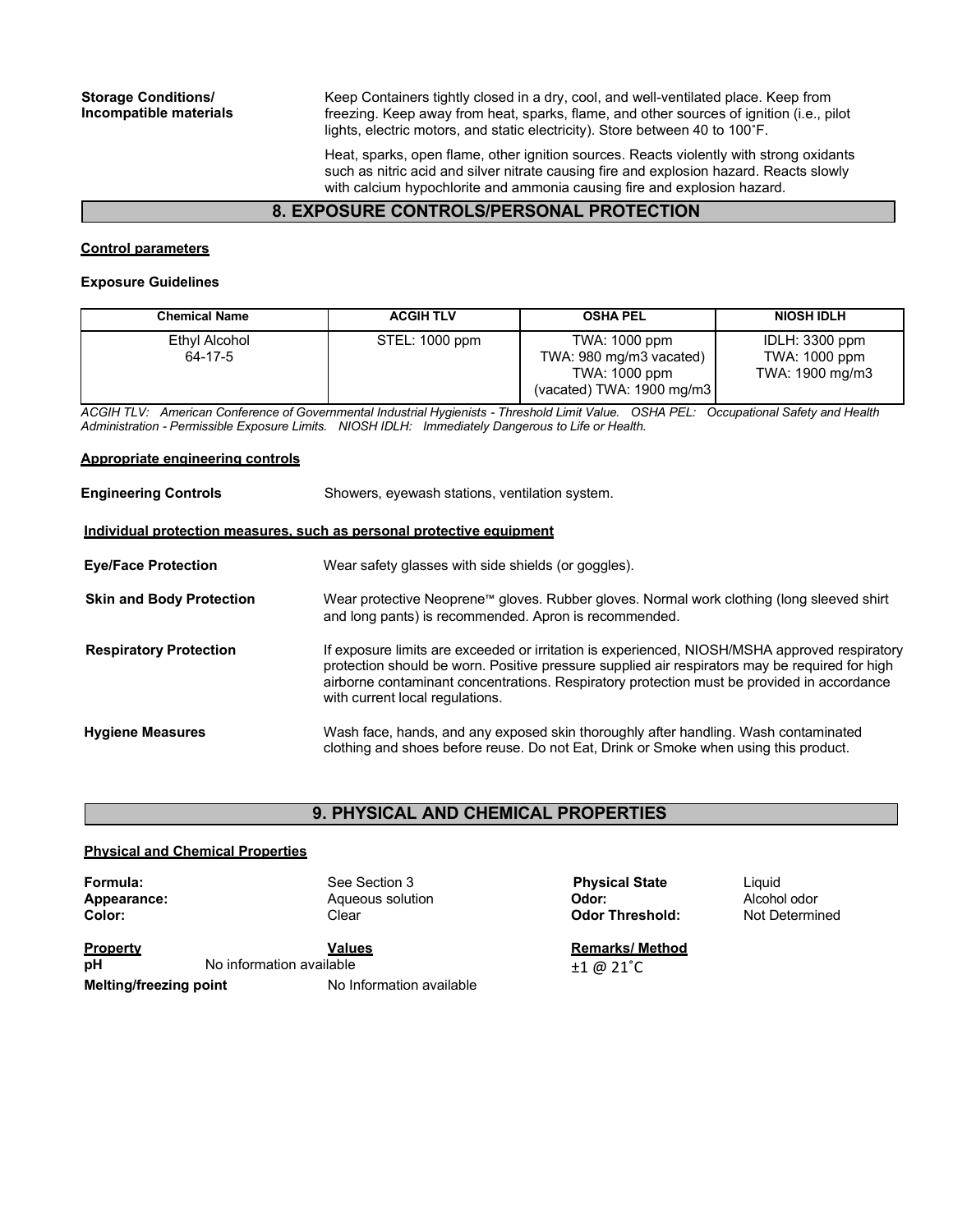**Storage Conditions/ Incompatible materials**

Keep Containers tightly closed in a dry, cool, and well-ventilated place. Keep from freezing. Keep away from heat, sparks, flame, and other sources of ignition (i.e., pilot lights, electric motors, and static electricity). Store between 40 to 100˚F.

Heat, sparks, open flame, other ignition sources. Reacts violently with strong oxidants such as nitric acid and silver nitrate causing fire and explosion hazard. Reacts slowly with calcium hypochlorite and ammonia causing fire and explosion hazard.

## 8. EXPOSURE CONTROLS/PERSONAL PROTECTION

**Control parameters**

**Exposure Guidelines**

| Chemical Name | ACGIH TLV | OSHA PEL | NIOSH IDLH |
|---|---|---|---|
| Ethyl Alcohol<br>64-17-5 | STEL: 1000 ppm | TWA: 1000 ppm<br>TWA: 980 mg/m3 vacated)<br>TWA: 1000 ppm<br>(vacated) TWA: 1900 mg/m3 | IDLH: 3300 ppm<br>TWA: 1000 ppm<br>TWA: 1900 mg/m3 |

*ACGIH TLV: American Conference of Governmental Industrial Hygienists - Threshold Limit Value. OSHA PEL: Occupational Safety and Health Administration - Permissible Exposure Limits. NIOSH IDLH: Immediately Dangerous to Life or Health.*

**Appropriate engineering controls**

**Engineering Controls** Showers, eyewash stations, ventilation system.

**Individual protection measures, such as personal protective equipment**

**Eye/Face Protection** Wear safety glasses with side shields (or goggles).

**Skin and Body Protection** Wear protective Neoprene™ gloves. Rubber gloves. Normal work clothing (long sleeved shirt and long pants) is recommended. Apron is recommended.

**Respiratory Protection** If exposure limits are exceeded or irritation is experienced, NIOSH/MSHA approved respiratory protection should be worn. Positive pressure supplied air respirators may be required for high airborne contaminant concentrations. Respiratory protection must be provided in accordance with current local regulations.

**Hygiene Measures** Wash face, hands, and any exposed skin thoroughly after handling. Wash contaminated clothing and shoes before reuse. Do not Eat, Drink or Smoke when using this product.

## 9. PHYSICAL AND CHEMICAL PROPERTIES

**Physical and Chemical Properties**

**Formula:** See Section 3
**Appearance:** Aqueous solution
**Color:** Clear

**Physical State** Liquid
**Odor:** Alcohol odor
**Odor Threshold:** Not Determined

| Property | Values | Remarks/ Method |
|---|---|---|
| **pH** | No information available | ±1 @ 21˚C |
| **Melting/freezing point** | No Information available | |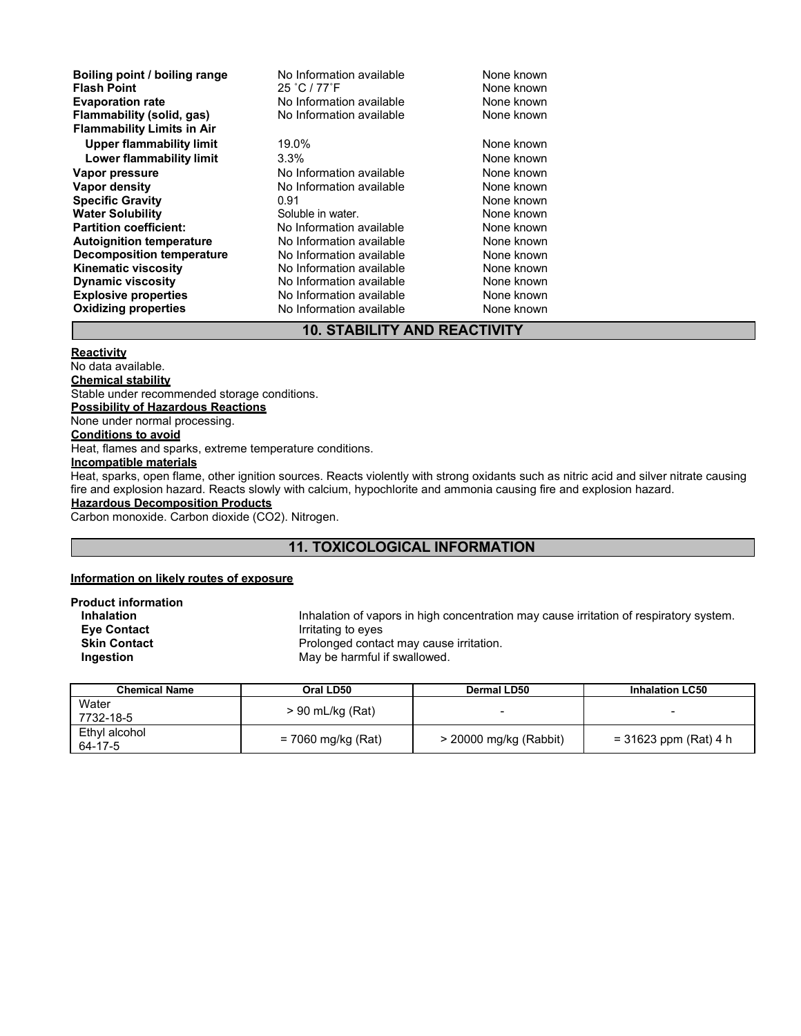| | | |
|---|---|---|
| **Boiling point / boiling range** | No Information available | None known |
| **Flash Point** | 25 ˚C / 77˚F | None known |
| **Evaporation rate** | No Information available | None known |
| **Flammability (solid, gas)** | No Information available | None known |
| **Flammability Limits in Air** | | |
| **Upper flammability limit** | 19.0% | None known |
| **Lower flammability limit** | 3.3% | None known |
| **Vapor pressure** | No Information available | None known |
| **Vapor density** | No Information available | None known |
| **Specific Gravity** | 0.91 | None known |
| **Water Solubility** | Soluble in water. | None known |
| **Partition coefficient:** | No Information available | None known |
| **Autoignition temperature** | No Information available | None known |
| **Decomposition temperature** | No Information available | None known |
| **Kinematic viscosity** | No Information available | None known |
| **Dynamic viscosity** | No Information available | None known |
| **Explosive properties** | No Information available | None known |
| **Oxidizing properties** | No Information available | None known |

## 10. STABILITY AND REACTIVITY

**Reactivity**
No data available.

**Chemical stability**
Stable under recommended storage conditions.

**Possibility of Hazardous Reactions**
None under normal processing.

**Conditions to avoid**
Heat, flames and sparks, extreme temperature conditions.

**Incompatible materials**
Heat, sparks, open flame, other ignition sources. Reacts violently with strong oxidants such as nitric acid and silver nitrate causing fire and explosion hazard. Reacts slowly with calcium, hypochlorite and ammonia causing fire and explosion hazard.

**Hazardous Decomposition Products**
Carbon monoxide. Carbon dioxide ($CO_2$). Nitrogen.

## 11. TOXICOLOGICAL INFORMATION

**Information on likely routes of exposure**

**Product information**

| | |
|---|---|
| **Inhalation** | Inhalation of vapors in high concentration may cause irritation of respiratory system. |
| **Eye Contact** | Irritating to eyes |
| **Skin Contact** | Prolonged contact may cause irritation. |
| **Ingestion** | May be harmful if swallowed. |

| Chemical Name | Oral LD50 | Dermal LD50 | Inhalation LC50 |
|---|---|---|---|
| Water<br>7732-18-5 | > 90 mL/kg (Rat) | - | - |
| Ethyl alcohol<br>64-17-5 | = 7060 mg/kg (Rat) | > 20000 mg/kg (Rabbit) | = 31623 ppm (Rat) 4 h |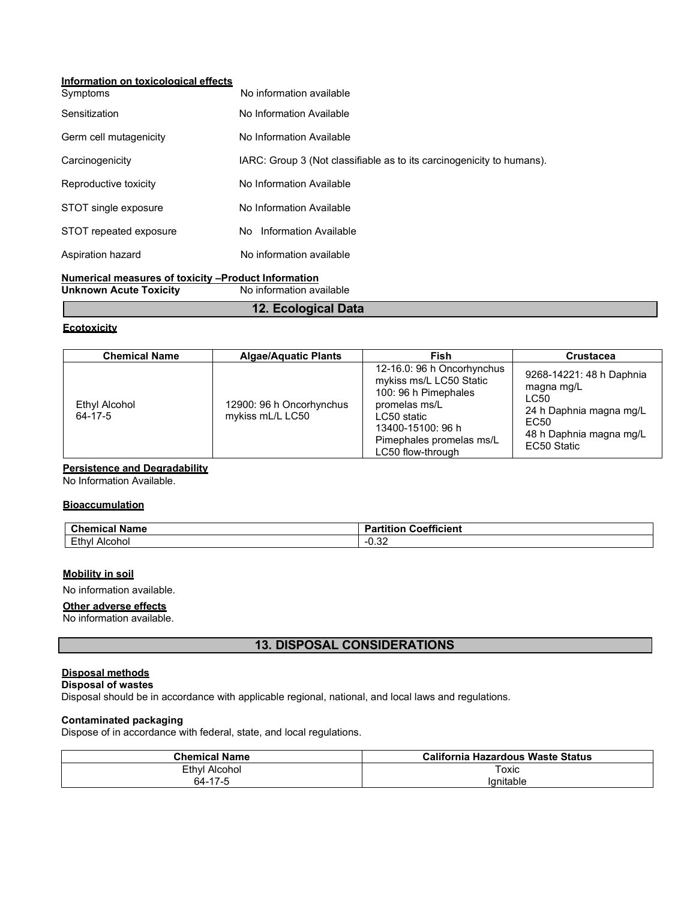**Information on toxicological effects**

| | |
|---|---|
| Symptoms | No information available |
| Sensitization | No Information Available |
| Germ cell mutagenicity | No Information Available |
| Carcinogenicity | IARC: Group 3 (Not classifiable as to its carcinogenicity to humans). |
| Reproductive toxicity | No Information Available |
| STOT single exposure | No Information Available |
| STOT repeated exposure | No Information Available |
| Aspiration hazard | No information available |

**Numerical measures of toxicity –Product Information**

**Unknown Acute Toxicity** No information available

## 12. Ecological Data

**Ecotoxicity**

| Chemical Name | Algae/Aquatic Plants | Fish | Crustacea |
|---|---|---|---|
| Ethyl Alcohol 64-17-5 | 12900: 96 h Oncorhynchus mykiss mL/L LC50 | 12-16.0: 96 h Oncorhynchus mykiss ms/L LC50 Static 100: 96 h Pimephales promelas ms/L LC50 static 13400-15100: 96 h Pimephales promelas ms/L LC50 flow-through | 9268-14221: 48 h Daphnia magna mg/L LC50 24 h Daphnia magna mg/L EC50 48 h Daphnia magna mg/L EC50 Static |

**Persistence and Degradability**

No Information Available.

**Bioaccumulation**

| Chemical Name | Partition Coefficient |
|---|---|
| Ethyl Alcohol | -0.32 |

**Mobility in soil**

No information available.

**Other adverse effects**

No information available.

## 13. DISPOSAL CONSIDERATIONS

**Disposal methods**

**Disposal of wastes**

Disposal should be in accordance with applicable regional, national, and local laws and regulations.

**Contaminated packaging**

Dispose of in accordance with federal, state, and local regulations.

| Chemical Name | California Hazardous Waste Status |
|---|---|
| Ethyl Alcohol 64-17-5 | Toxic Ignitable |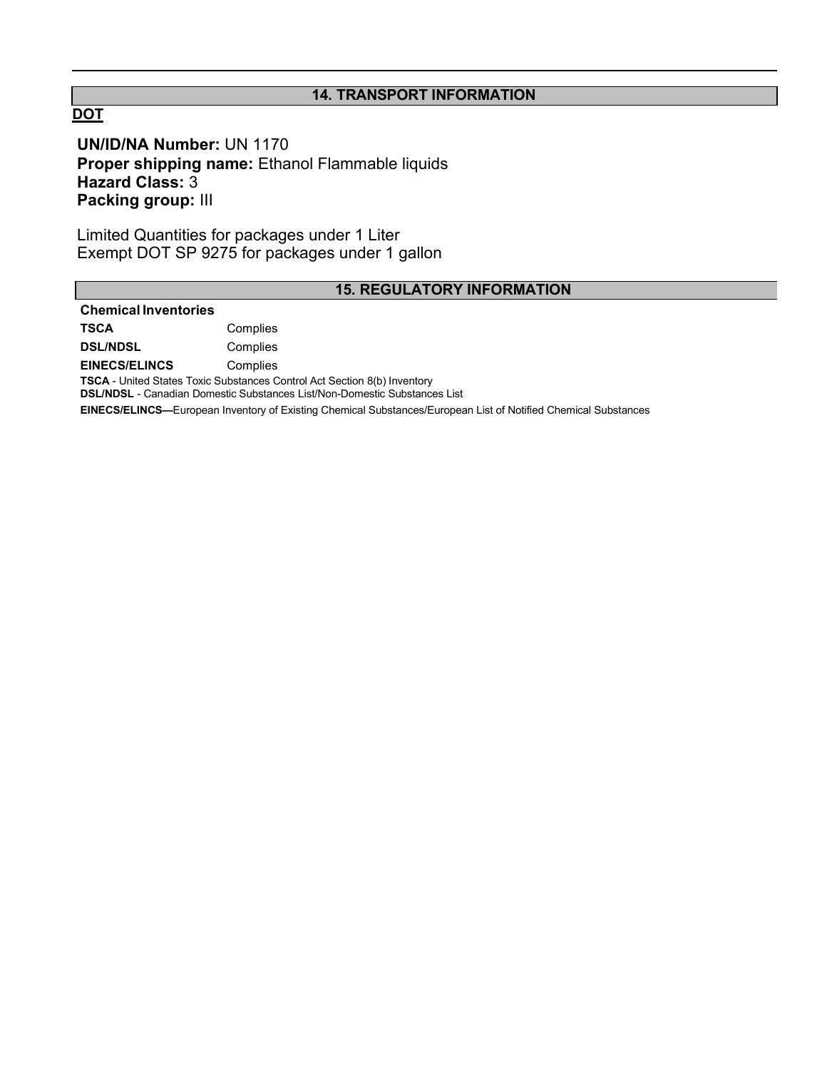## 14. TRANSPORT INFORMATION

**DOT**

**UN/ID/NA Number:** UN 1170
**Proper shipping name:** Ethanol Flammable liquids
**Hazard Class:** 3
**Packing group:** III

Limited Quantities for packages under 1 Liter
Exempt DOT SP 9275 for packages under 1 gallon

## 15. REGULATORY INFORMATION

**Chemical Inventories**

| | |
|---|---|
| **TSCA** | Complies |
| **DSL/NDSL** | Complies |
| **EINECS/ELINCS** | Complies |

**TSCA** - United States Toxic Substances Control Act Section 8(b) Inventory
**DSL/NDSL** - Canadian Domestic Substances List/Non-Domestic Substances List

**EINECS/ELINCS—**European Inventory of Existing Chemical Substances/European List of Notified Chemical Substances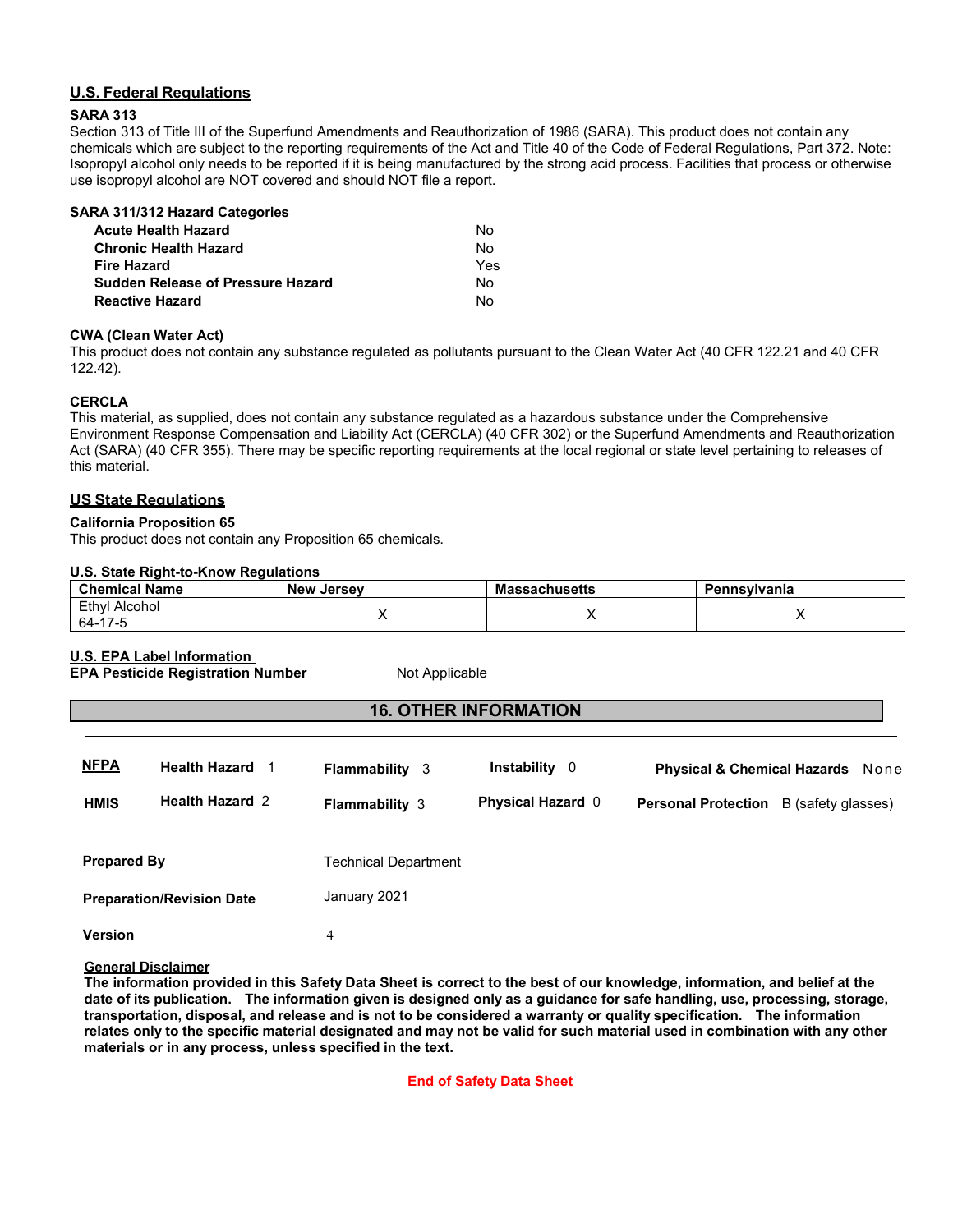## U.S. Federal Regulations

**SARA 313**

Section 313 of Title III of the Superfund Amendments and Reauthorization of 1986 (SARA). This product does not contain any chemicals which are subject to the reporting requirements of the Act and Title 40 of the Code of Federal Regulations, Part 372. Note: Isopropyl alcohol only needs to be reported if it is being manufactured by the strong acid process. Facilities that process or otherwise use isopropyl alcohol are NOT covered and should NOT file a report.

**SARA 311/312 Hazard Categories**

| | |
|---|---|
| **Acute Health Hazard** | No |
| **Chronic Health Hazard** | No |
| **Fire Hazard** | Yes |
| **Sudden Release of Pressure Hazard** | No |
| **Reactive Hazard** | No |

**CWA (Clean Water Act)**

This product does not contain any substance regulated as pollutants pursuant to the Clean Water Act (40 CFR 122.21 and 40 CFR 122.42).

**CERCLA**

This material, as supplied, does not contain any substance regulated as a hazardous substance under the Comprehensive Environment Response Compensation and Liability Act (CERCLA) (40 CFR 302) or the Superfund Amendments and Reauthorization Act (SARA) (40 CFR 355). There may be specific reporting requirements at the local regional or state level pertaining to releases of this material.

## US State Regulations

**California Proposition 65**

This product does not contain any Proposition 65 chemicals.

**U.S. State Right-to-Know Regulations**

| Chemical Name | New Jersey | Massachusetts | Pennsylvania |
|---|---|---|---|
| Ethyl Alcohol 64-17-5 | X | X | X |

**U.S. EPA Label Information**

**EPA Pesticide Registration Number** Not Applicable

## 16. OTHER INFORMATION

| | | | | |
|---|---|---|---|---|
| **NFPA** | **Health Hazard** 1 | **Flammability** 3 | **Instability** 0 | **Physical & Chemical Hazards** None |
| **HMIS** | **Health Hazard** 2 | **Flammability** 3 | **Physical Hazard** 0 | **Personal Protection** B (safety glasses) |

**Prepared By** Technical Department

**Preparation/Revision Date** January 2021

**Version** 4

**General Disclaimer**

**The information provided in this Safety Data Sheet is correct to the best of our knowledge, information, and belief at the date of its publication. The information given is designed only as a guidance for safe handling, use, processing, storage, transportation, disposal, and release and is not to be considered a warranty or quality specification. The information relates only to the specific material designated and may not be valid for such material used in combination with any other materials or in any process, unless specified in the text.**

**End of Safety Data Sheet**